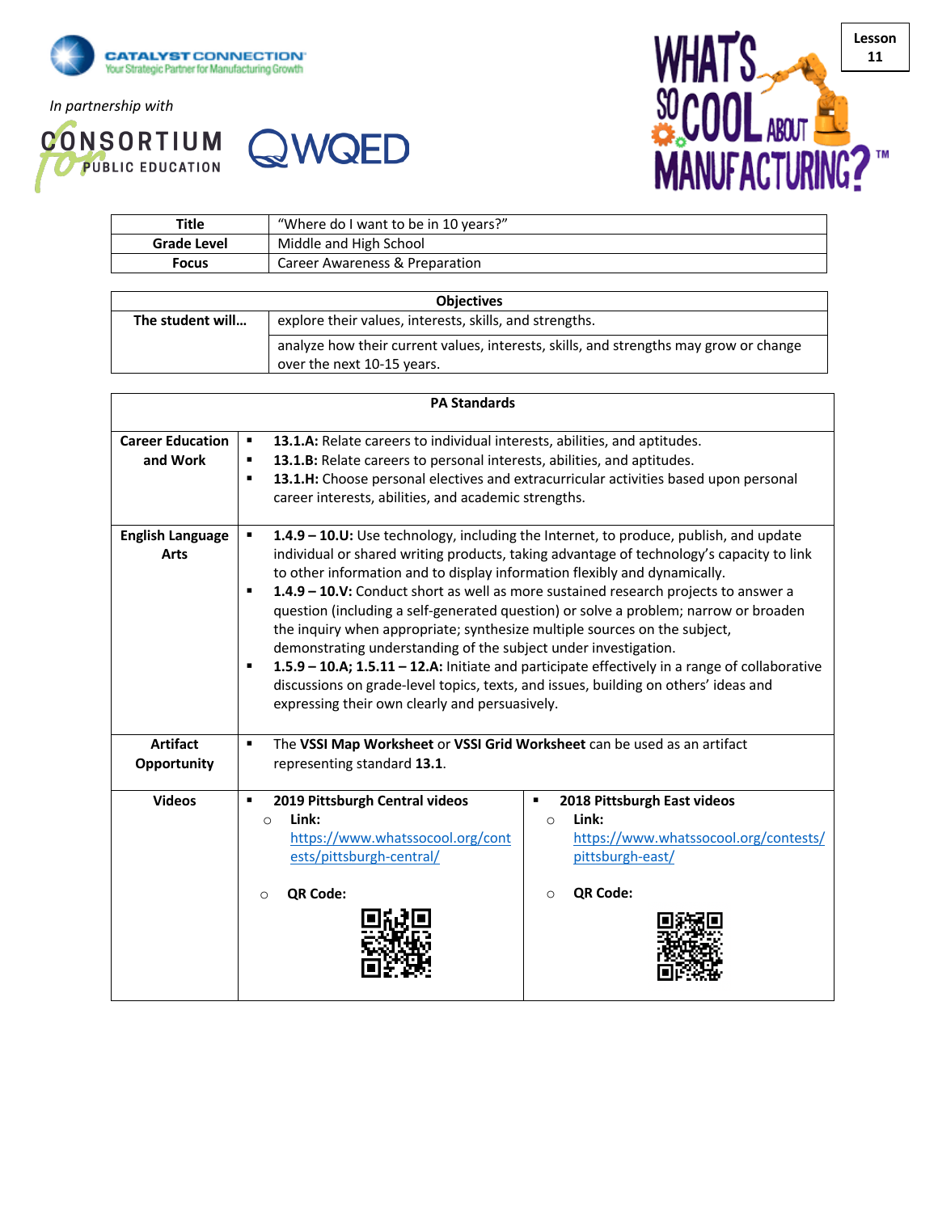CATALYST CONNECTION
Your Strategic Partner for Manufacturing Growth

*In partnership with*

CONSORTIUM for PUBLIC EDUCATION

WQED

WHAT'S SO COOL ABOUT MANUFACTURING?™

**Lesson 11**

| **Title** | "Where do I want to be in 10 years?" |
|---|---|
| **Grade Level** | Middle and High School |
| **Focus** | Career Awareness & Preparation |

| **Objectives** | |
|---|---|
| **The student will…** | explore their values, interests, skills, and strengths. |
| | analyze how their current values, interests, skills, and strengths may grow or change over the next 10-15 years. |

| **PA Standards** | | |
|---|---|---|
| **Career Education and Work** | ▪ **13.1.A:** Relate careers to individual interests, abilities, and aptitudes.<br>▪ **13.1.B:** Relate careers to personal interests, abilities, and aptitudes.<br>▪ **13.1.H:** Choose personal electives and extracurricular activities based upon personal career interests, abilities, and academic strengths. | |
| **English Language Arts** | ▪ **1.4.9 – 10.U:** Use technology, including the Internet, to produce, publish, and update individual or shared writing products, taking advantage of technology's capacity to link to other information and to display information flexibly and dynamically.<br>▪ **1.4.9 – 10.V:** Conduct short as well as more sustained research projects to answer a question (including a self-generated question) or solve a problem; narrow or broaden the inquiry when appropriate; synthesize multiple sources on the subject, demonstrating understanding of the subject under investigation.<br>▪ **1.5.9 – 10.A; 1.5.11 – 12.A:** Initiate and participate effectively in a range of collaborative discussions on grade-level topics, texts, and issues, building on others' ideas and expressing their own clearly and persuasively. | |
| **Artifact Opportunity** | ▪ The **VSSI Map Worksheet** or **VSSI Grid Worksheet** can be used as an artifact representing standard **13.1**. | |
| **Videos** | ▪ **2019 Pittsburgh Central videos**<br>○ **Link:** https://www.whatssocool.org/contests/pittsburgh-central/<br>○ **QR Code:** | ▪ **2018 Pittsburgh East videos**<br>○ **Link:** https://www.whatssocool.org/contests/pittsburgh-east/<br>○ **QR Code:** |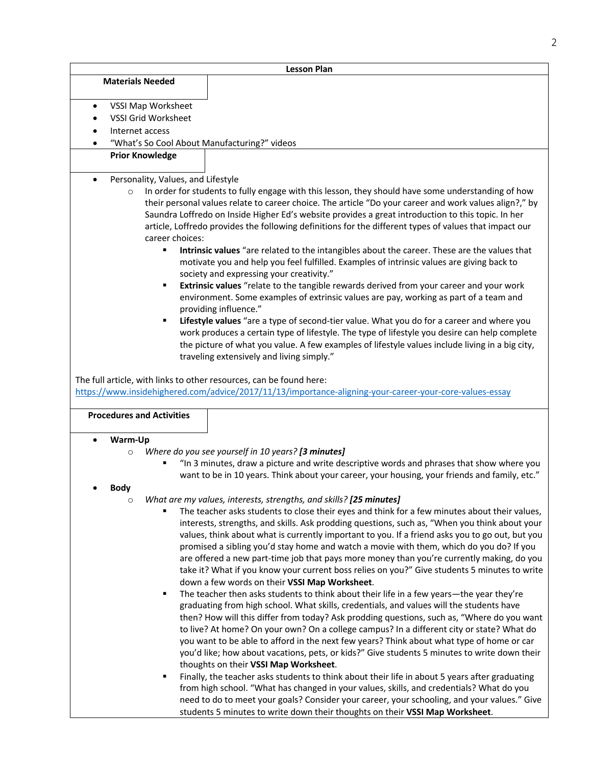**Lesson Plan**

**Materials Needed**

- VSSI Map Worksheet
- VSSI Grid Worksheet
- Internet access
- "What's So Cool About Manufacturing?" videos

**Prior Knowledge**

- Personality, Values, and Lifestyle
  - In order for students to fully engage with this lesson, they should have some understanding of how their personal values relate to career choice. The article "Do your career and work values align?," by Saundra Loffredo on Inside Higher Ed's website provides a great introduction to this topic. In her article, Loffredo provides the following definitions for the different types of values that impact our career choices:
    - **Intrinsic values** "are related to the intangibles about the career. These are the values that motivate you and help you feel fulfilled. Examples of intrinsic values are giving back to society and expressing your creativity."
    - **Extrinsic values** "relate to the tangible rewards derived from your career and your work environment. Some examples of extrinsic values are pay, working as part of a team and providing influence."
    - **Lifestyle values** "are a type of second-tier value. What you do for a career and where you work produces a certain type of lifestyle. The type of lifestyle you desire can help complete the picture of what you value. A few examples of lifestyle values include living in a big city, traveling extensively and living simply."

The full article, with links to other resources, can be found here: https://www.insidehighered.com/advice/2017/11/13/importance-aligning-your-career-your-core-values-essay

**Procedures and Activities**

- **Warm-Up**
  - *Where do you see yourself in 10 years?* ***[3 minutes]***
    - "In 3 minutes, draw a picture and write descriptive words and phrases that show where you want to be in 10 years. Think about your career, your housing, your friends and family, etc."
- **Body**
  - *What are my values, interests, strengths, and skills?* ***[25 minutes]***
    - The teacher asks students to close their eyes and think for a few minutes about their values, interests, strengths, and skills. Ask prodding questions, such as, "When you think about your values, think about what is currently important to you. If a friend asks you to go out, but you promised a sibling you'd stay home and watch a movie with them, which do you do? If you are offered a new part-time job that pays more money than you're currently making, do you take it? What if you know your current boss relies on you?" Give students 5 minutes to write down a few words on their **VSSI Map Worksheet**.
    - The teacher then asks students to think about their life in a few years—the year they're graduating from high school. What skills, credentials, and values will the students have then? How will this differ from today? Ask prodding questions, such as, "Where do you want to live? At home? On your own? On a college campus? In a different city or state? What do you want to be able to afford in the next few years? Think about what type of home or car you'd like; how about vacations, pets, or kids?" Give students 5 minutes to write down their thoughts on their **VSSI Map Worksheet**.
    - Finally, the teacher asks students to think about their life in about 5 years after graduating from high school. "What has changed in your values, skills, and credentials? What do you need to do to meet your goals? Consider your career, your schooling, and your values." Give students 5 minutes to write down their thoughts on their **VSSI Map Worksheet**.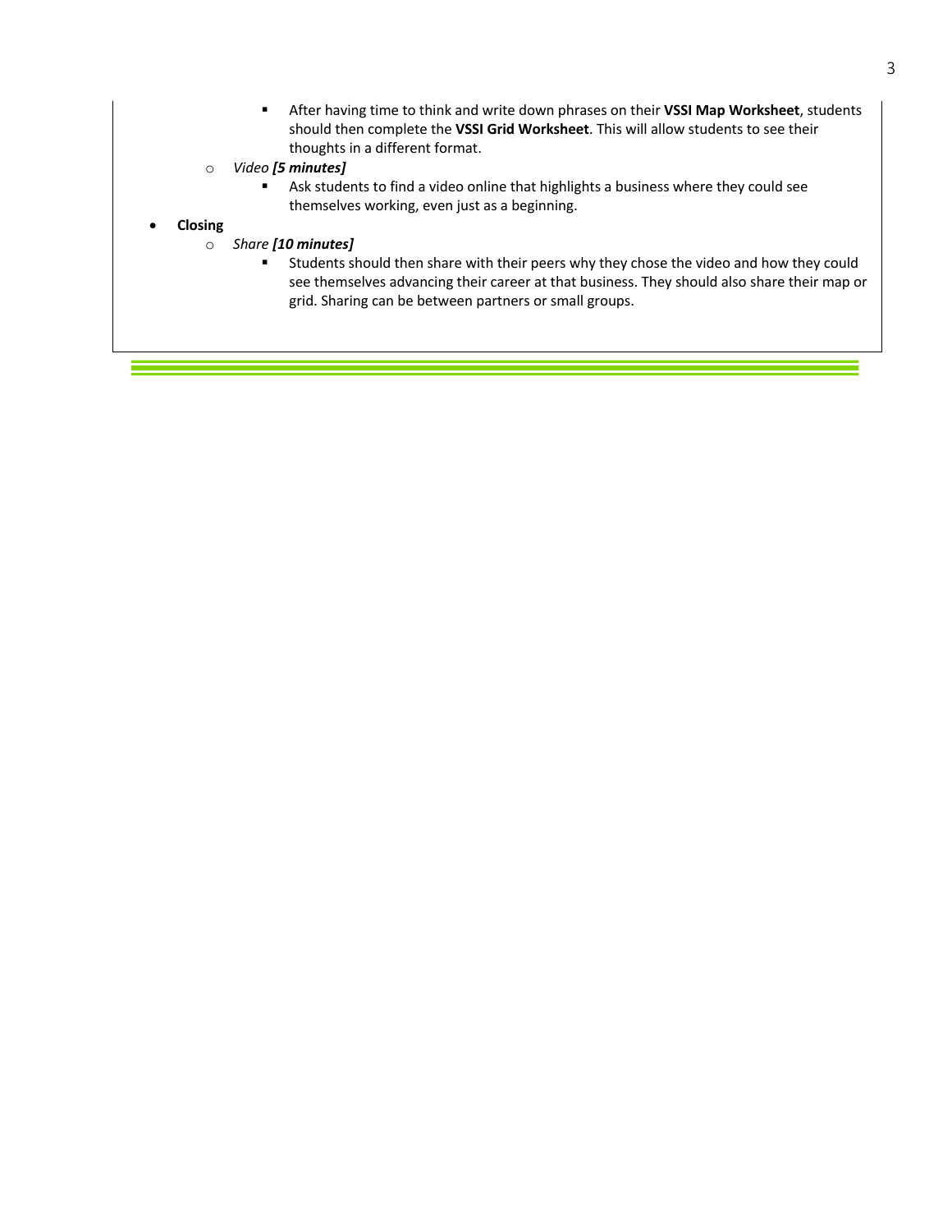- After having time to think and write down phrases on their **VSSI Map Worksheet**, students should then complete the **VSSI Grid Worksheet**. This will allow students to see their thoughts in a different format.
    - *Video* ***[5 minutes]***
        - Ask students to find a video online that highlights a business where they could see themselves working, even just as a beginning.
- **Closing**
    - *Share* ***[10 minutes]***
        - Students should then share with their peers why they chose the video and how they could see themselves advancing their career at that business. They should also share their map or grid. Sharing can be between partners or small groups.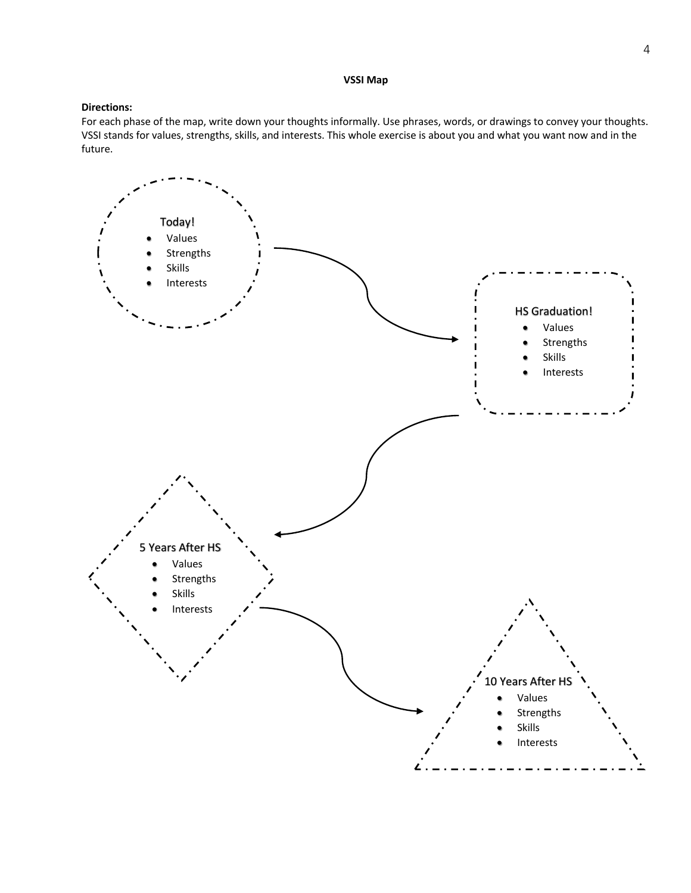## VSSI Map

**Directions:**
For each phase of the map, write down your thoughts informally. Use phrases, words, or drawings to convey your thoughts. VSSI stands for values, strengths, skills, and interests. This whole exercise is about you and what you want now and in the future.

Today!

- Values
- Strengths
- Skills
- Interests

HS Graduation!

- Values
- Strengths
- Skills
- Interests

5 Years After HS

- Values
- Strengths
- Skills
- Interests

10 Years After HS

- Values
- Strengths
- Skills
- Interests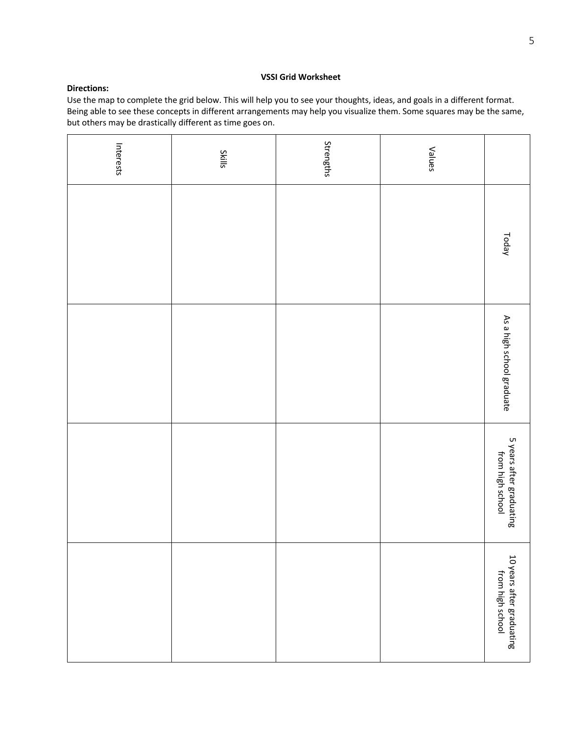**VSSI Grid Worksheet**

**Directions:**

Use the map to complete the grid below. This will help you to see your thoughts, ideas, and goals in a different format. Being able to see these concepts in different arrangements may help you visualize them. Some squares may be the same, but others may be drastically different as time goes on.

| Interests | Skills | Strengths | Values | |
|---|---|---|---|---|
| | | | | Today |
| | | | | As a high school graduate |
| | | | | 5 years after graduating from high school |
| | | | | 10 years after graduating from high school |